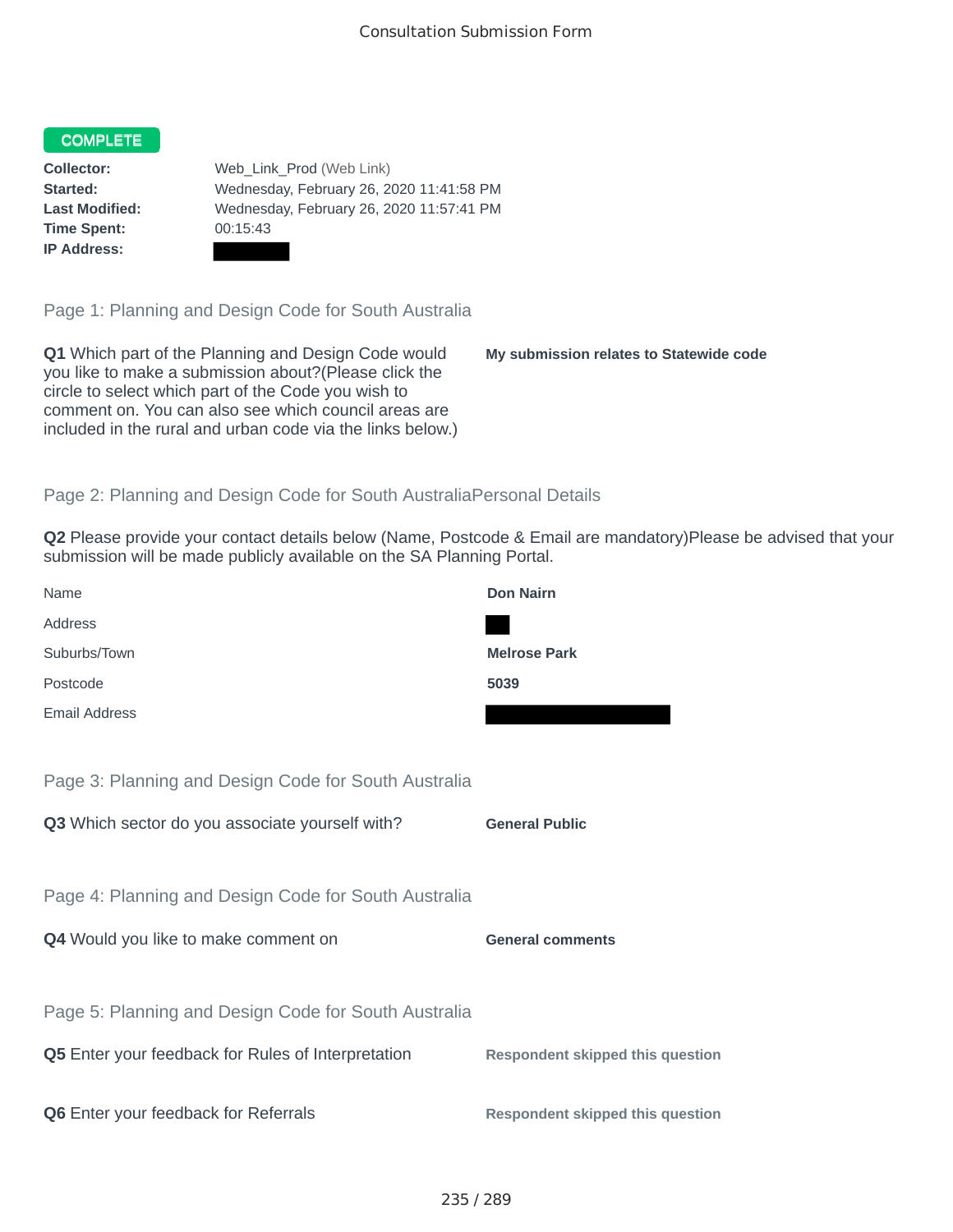Consultation Submission Form

**COMPLETE**

**Collector:** Web_Link_Prod (Web Link)
**Started:** Wednesday, February 26, 2020 11:41:58 PM
**Last Modified:** Wednesday, February 26, 2020 11:57:41 PM
**Time Spent:** 00:15:43
**IP Address:**

## Page 1: Planning and Design Code for South Australia

**Q1** Which part of the Planning and Design Code would you like to make a submission about?(Please click the circle to select which part of the Code you wish to comment on. You can also see which council areas are included in the rural and urban code via the links below.)

**My submission relates to Statewide code**

## Page 2: Planning and Design Code for South AustraliaPersonal Details

**Q2** Please provide your contact details below (Name, Postcode & Email are mandatory)Please be advised that your submission will be made publicly available on the SA Planning Portal.

| | |
|---|---|
| Name | **Don Nairn** |
| Address | |
| Suburbs/Town | **Melrose Park** |
| Postcode | **5039** |
| Email Address | |

## Page 3: Planning and Design Code for South Australia

**Q3** Which sector do you associate yourself with?

**General Public**

## Page 4: Planning and Design Code for South Australia

**Q4** Would you like to make comment on

**General comments**

## Page 5: Planning and Design Code for South Australia

**Q5** Enter your feedback for Rules of Interpretation

**Respondent skipped this question**

**Q6** Enter your feedback for Referrals

**Respondent skipped this question**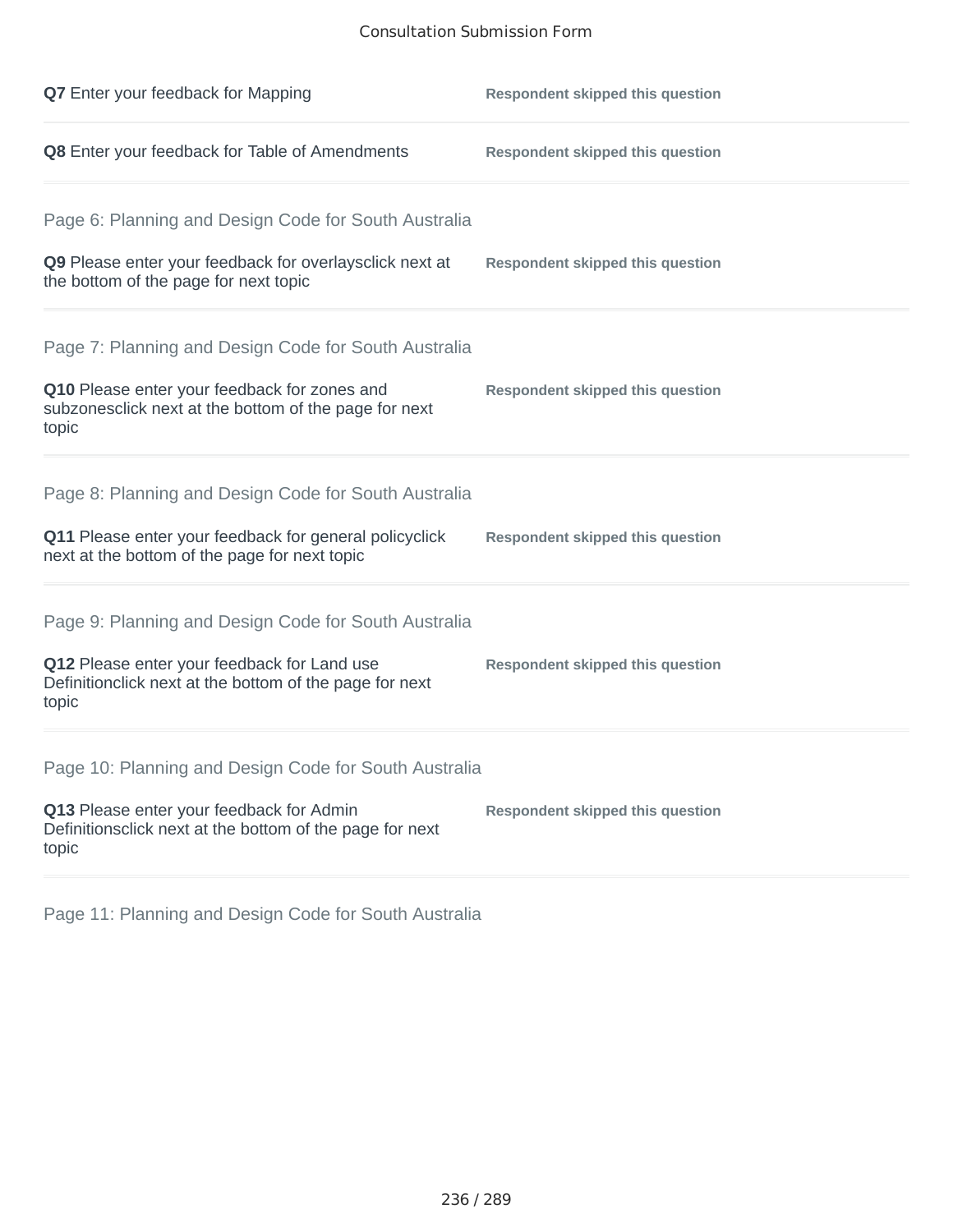**Q7** Enter your feedback for Mapping — **Respondent skipped this question**

**Q8** Enter your feedback for Table of Amendments — **Respondent skipped this question**

## Page 6: Planning and Design Code for South Australia

**Q9** Please enter your feedback for overlaysclick next at the bottom of the page for next topic — **Respondent skipped this question**

## Page 7: Planning and Design Code for South Australia

**Q10** Please enter your feedback for zones and subzonesclick next at the bottom of the page for next topic — **Respondent skipped this question**

## Page 8: Planning and Design Code for South Australia

**Q11** Please enter your feedback for general policyclick next at the bottom of the page for next topic — **Respondent skipped this question**

## Page 9: Planning and Design Code for South Australia

**Q12** Please enter your feedback for Land use Definitionclick next at the bottom of the page for next topic — **Respondent skipped this question**

## Page 10: Planning and Design Code for South Australia

**Q13** Please enter your feedback for Admin Definitionsclick next at the bottom of the page for next topic — **Respondent skipped this question**

## Page 11: Planning and Design Code for South Australia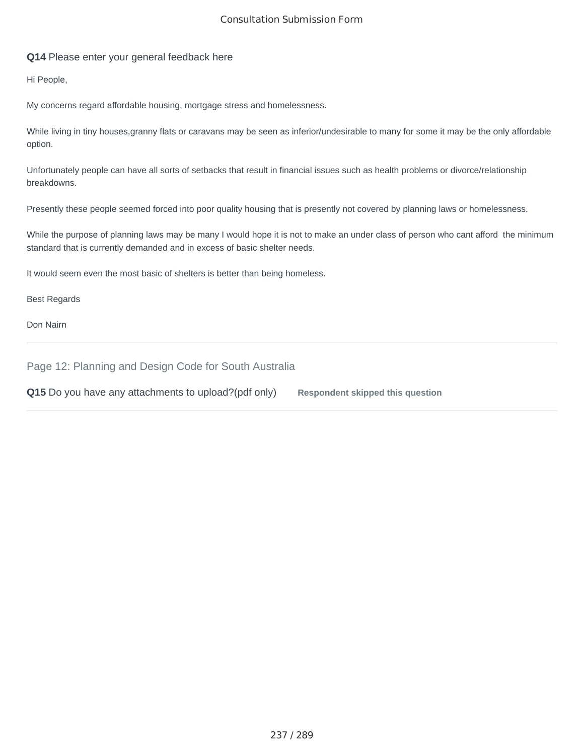**Q14** Please enter your general feedback here

Hi People,

My concerns regard affordable housing, mortgage stress and homelessness.

While living in tiny houses,granny flats or caravans may be seen as inferior/undesirable to many for some it may be the only affordable option.

Unfortunately people can have all sorts of setbacks that result in financial issues such as health problems or divorce/relationship breakdowns.

Presently these people seemed forced into poor quality housing that is presently not covered by planning laws or homelessness.

While the purpose of planning laws may be many I would hope it is not to make an under class of person who cant afford the minimum standard that is currently demanded and in excess of basic shelter needs.

It would seem even the most basic of shelters is better than being homeless.

Best Regards

Don Nairn

---

## Page 12: Planning and Design Code for South Australia

**Q15** Do you have any attachments to upload?(pdf only) **Respondent skipped this question**